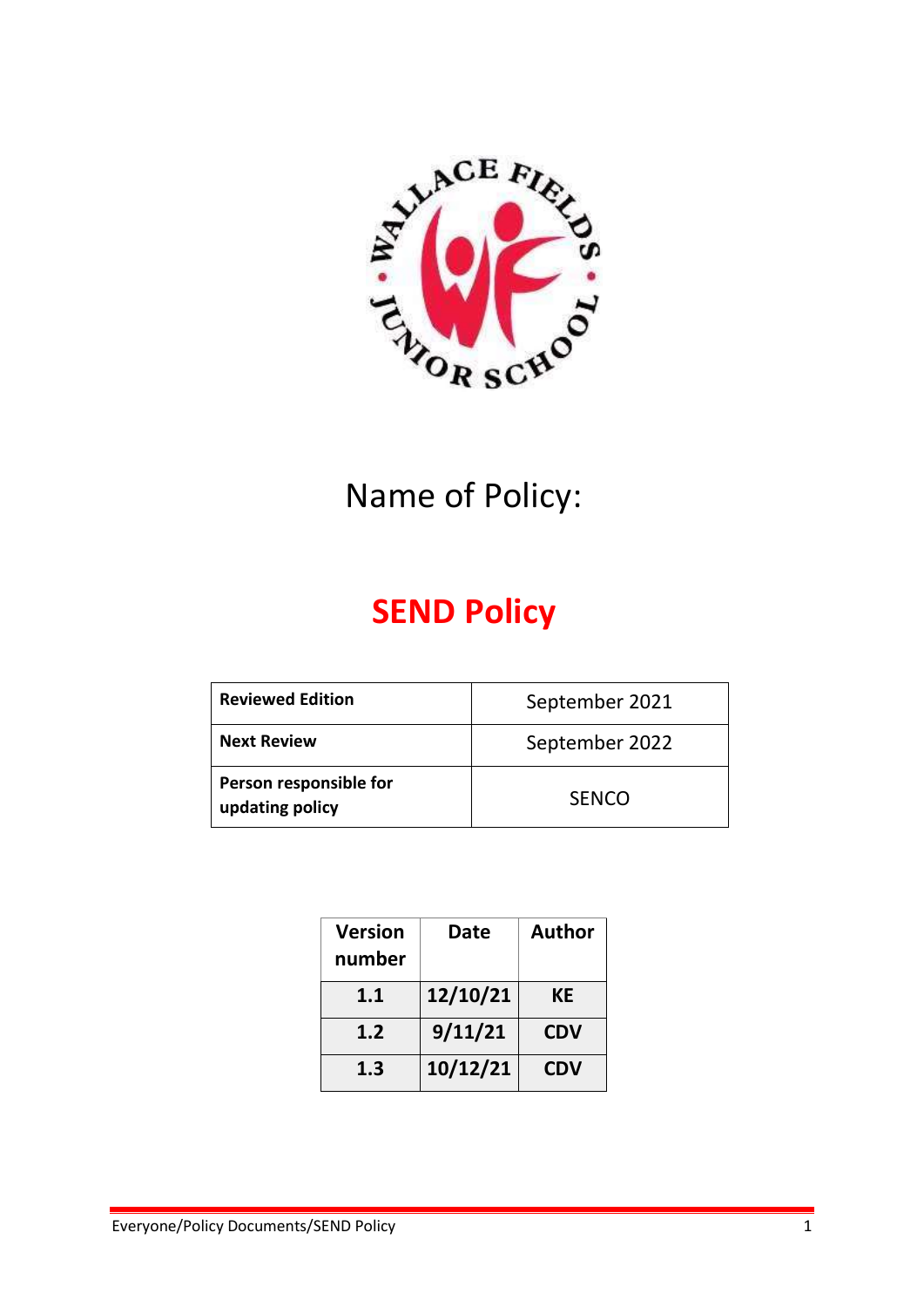Name of Policy:

# SEND Policy

| **Reviewed Edition** | September 2021 |
|---|---|
| **Next Review** | September 2022 |
| **Person responsible for updating policy** | SENCO |

| Version number | Date | Author |
|---|---|---|
| **1.1** | **12/10/21** | **KE** |
| **1.2** | **9/11/21** | **CDV** |
| **1.3** | **10/12/21** | **CDV** |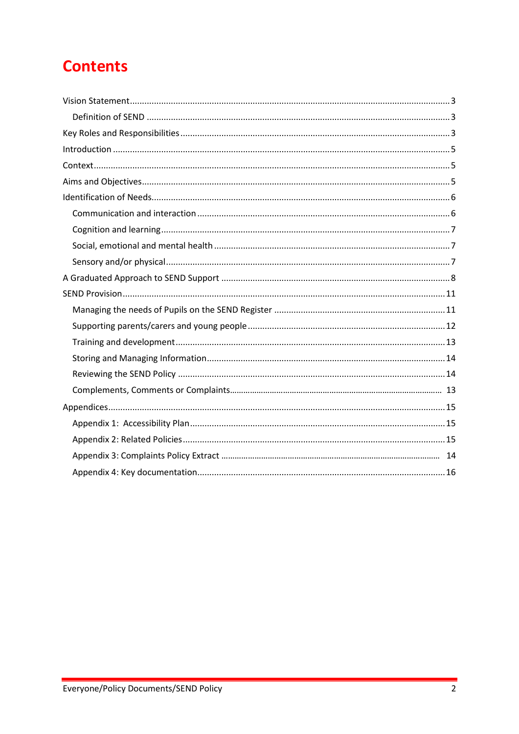# Contents

Vision Statement ........ 3
- Definition of SEND ........ 3

Key Roles and Responsibilities ........ 3

Introduction ........ 5

Context ........ 5

Aims and Objectives ........ 5

Identification of Needs ........ 6
- Communication and interaction ........ 6
- Cognition and learning ........ 7
- Social, emotional and mental health ........ 7
- Sensory and/or physical ........ 7

A Graduated Approach to SEND Support ........ 8

SEND Provision ........ 11
- Managing the needs of Pupils on the SEND Register ........ 11
- Supporting parents/carers and young people ........ 12
- Training and development ........ 13
- Storing and Managing Information ........ 14
- Reviewing the SEND Policy ........ 14
- Complements, Comments or Complaints ........ 13

Appendices ........ 15
- Appendix 1: Accessibility Plan ........ 15
- Appendix 2: Related Policies ........ 15
- Appendix 3: Complaints Policy Extract ........ 14
- Appendix 4: Key documentation ........ 16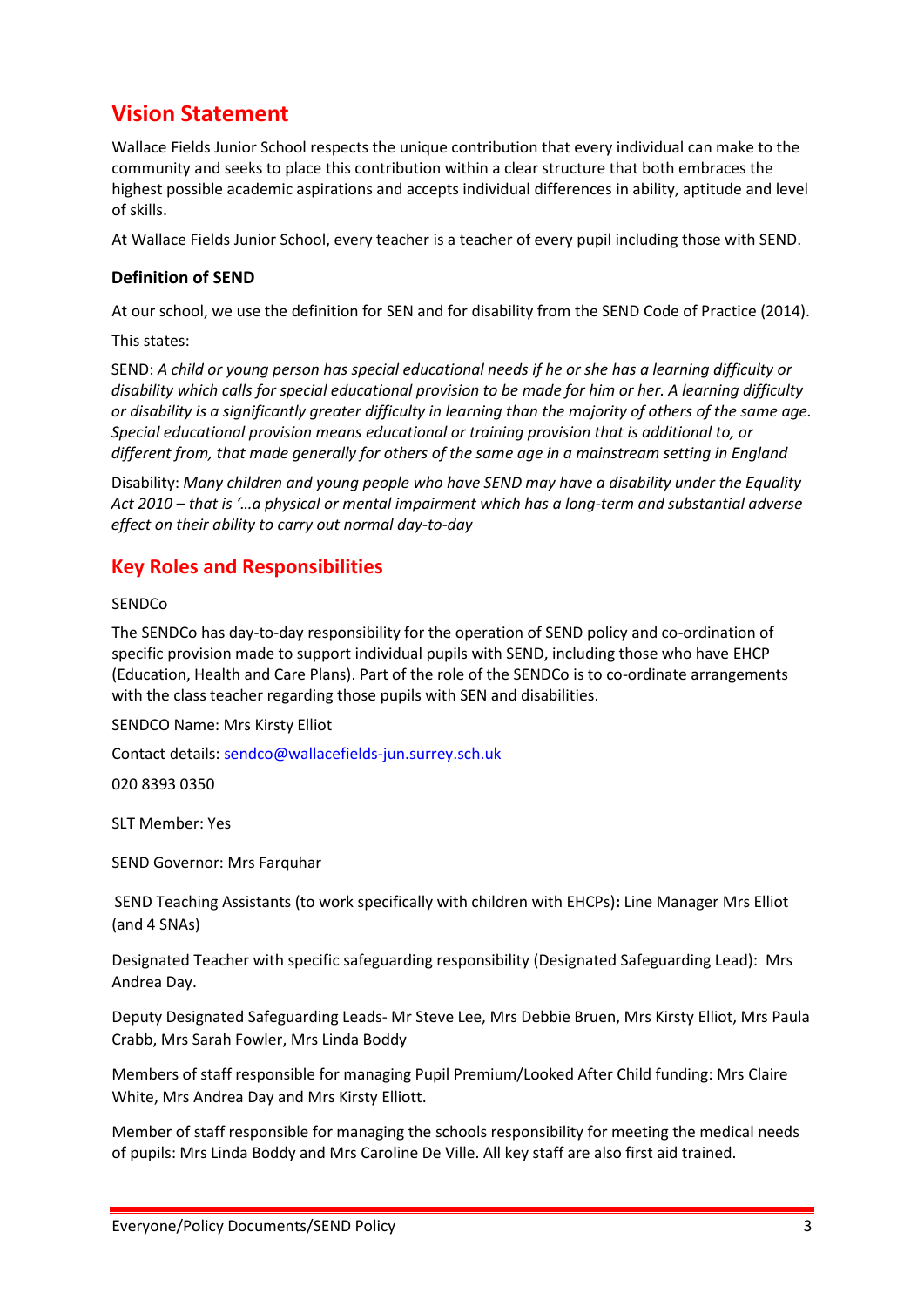## Vision Statement

Wallace Fields Junior School respects the unique contribution that every individual can make to the community and seeks to place this contribution within a clear structure that both embraces the highest possible academic aspirations and accepts individual differences in ability, aptitude and level of skills.

At Wallace Fields Junior School, every teacher is a teacher of every pupil including those with SEND.

### Definition of SEND

At our school, we use the definition for SEN and for disability from the SEND Code of Practice (2014).

This states:

SEND: *A child or young person has special educational needs if he or she has a learning difficulty or disability which calls for special educational provision to be made for him or her. A learning difficulty or disability is a significantly greater difficulty in learning than the majority of others of the same age. Special educational provision means educational or training provision that is additional to, or different from, that made generally for others of the same age in a mainstream setting in England*

Disability: *Many children and young people who have SEND may have a disability under the Equality Act 2010 – that is '…a physical or mental impairment which has a long-term and substantial adverse effect on their ability to carry out normal day-to-day*

## Key Roles and Responsibilities

SENDCo

The SENDCo has day-to-day responsibility for the operation of SEND policy and co-ordination of specific provision made to support individual pupils with SEND, including those who have EHCP (Education, Health and Care Plans). Part of the role of the SENDCo is to co-ordinate arrangements with the class teacher regarding those pupils with SEN and disabilities.

SENDCO Name: Mrs Kirsty Elliot

Contact details: sendco@wallacefields-jun.surrey.sch.uk

020 8393 0350

SLT Member: Yes

SEND Governor: Mrs Farquhar

SEND Teaching Assistants (to work specifically with children with EHCPs)**:** Line Manager Mrs Elliot (and 4 SNAs)

Designated Teacher with specific safeguarding responsibility (Designated Safeguarding Lead): Mrs Andrea Day.

Deputy Designated Safeguarding Leads- Mr Steve Lee, Mrs Debbie Bruen, Mrs Kirsty Elliot, Mrs Paula Crabb, Mrs Sarah Fowler, Mrs Linda Boddy

Members of staff responsible for managing Pupil Premium/Looked After Child funding: Mrs Claire White, Mrs Andrea Day and Mrs Kirsty Elliott.

Member of staff responsible for managing the schools responsibility for meeting the medical needs of pupils: Mrs Linda Boddy and Mrs Caroline De Ville. All key staff are also first aid trained.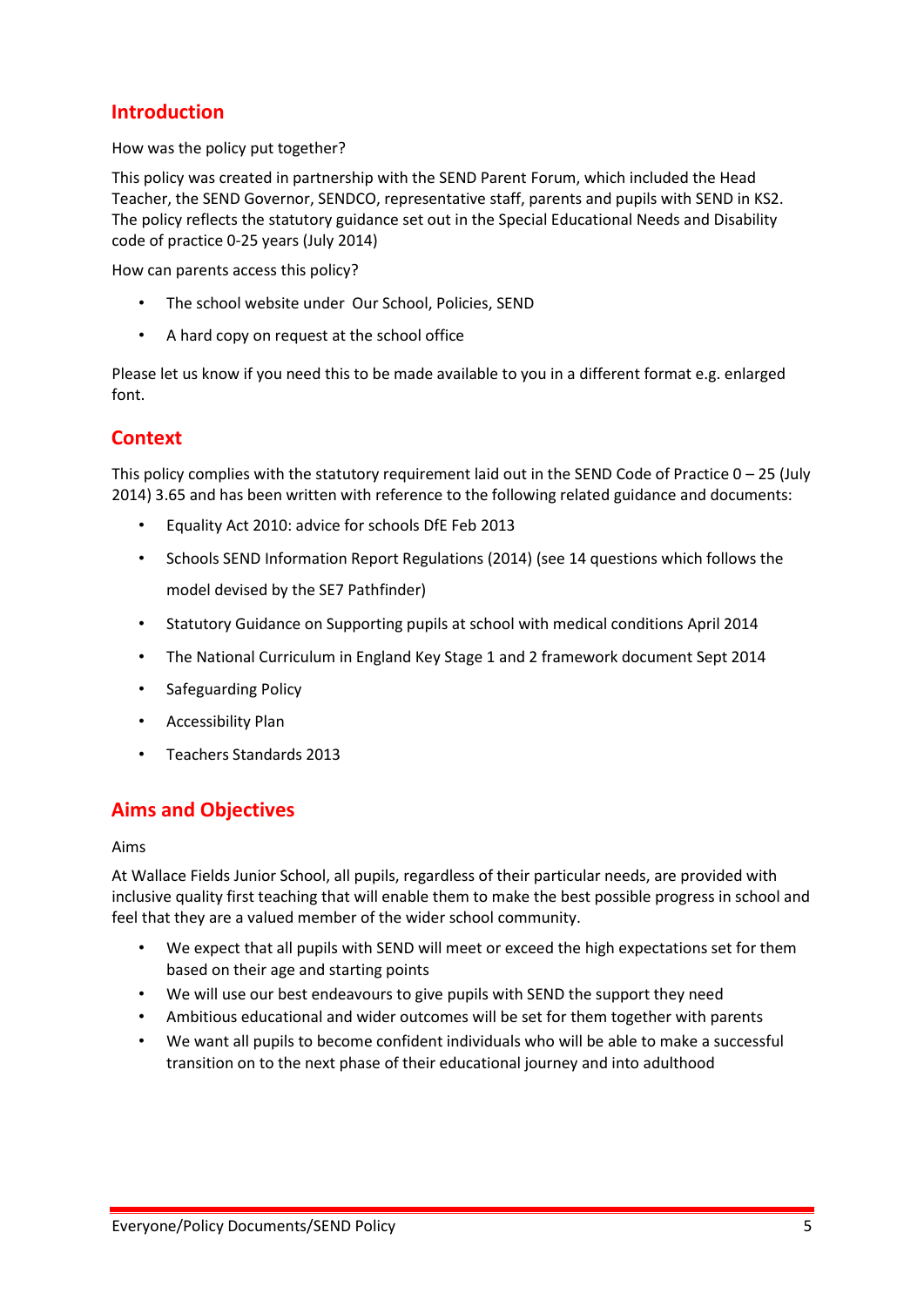## Introduction

How was the policy put together?

This policy was created in partnership with the SEND Parent Forum, which included the Head Teacher, the SEND Governor, SENDCO, representative staff, parents and pupils with SEND in KS2. The policy reflects the statutory guidance set out in the Special Educational Needs and Disability code of practice 0-25 years (July 2014)

How can parents access this policy?

- The school website under Our School, Policies, SEND
- A hard copy on request at the school office

Please let us know if you need this to be made available to you in a different format e.g. enlarged font.

## Context

This policy complies with the statutory requirement laid out in the SEND Code of Practice 0 – 25 (July 2014) 3.65 and has been written with reference to the following related guidance and documents:

- Equality Act 2010: advice for schools DfE Feb 2013
- Schools SEND Information Report Regulations (2014) (see 14 questions which follows the model devised by the SE7 Pathfinder)
- Statutory Guidance on Supporting pupils at school with medical conditions April 2014
- The National Curriculum in England Key Stage 1 and 2 framework document Sept 2014
- Safeguarding Policy
- Accessibility Plan
- Teachers Standards 2013

## Aims and Objectives

Aims

At Wallace Fields Junior School, all pupils, regardless of their particular needs, are provided with inclusive quality first teaching that will enable them to make the best possible progress in school and feel that they are a valued member of the wider school community.

- We expect that all pupils with SEND will meet or exceed the high expectations set for them based on their age and starting points
- We will use our best endeavours to give pupils with SEND the support they need
- Ambitious educational and wider outcomes will be set for them together with parents
- We want all pupils to become confident individuals who will be able to make a successful transition on to the next phase of their educational journey and into adulthood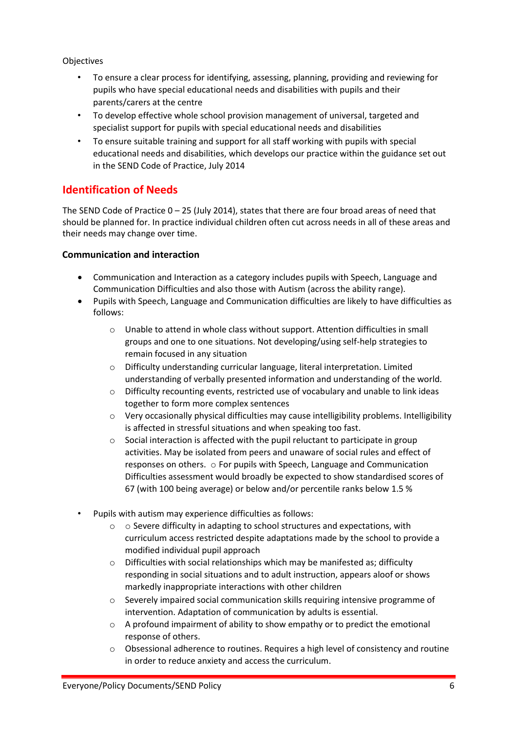Objectives

- To ensure a clear process for identifying, assessing, planning, providing and reviewing for pupils who have special educational needs and disabilities with pupils and their parents/carers at the centre
- To develop effective whole school provision management of universal, targeted and specialist support for pupils with special educational needs and disabilities
- To ensure suitable training and support for all staff working with pupils with special educational needs and disabilities, which develops our practice within the guidance set out in the SEND Code of Practice, July 2014

## Identification of Needs

The SEND Code of Practice 0 – 25 (July 2014), states that there are four broad areas of need that should be planned for. In practice individual children often cut across needs in all of these areas and their needs may change over time.

**Communication and interaction**

- Communication and Interaction as a category includes pupils with Speech, Language and Communication Difficulties and also those with Autism (across the ability range).
- Pupils with Speech, Language and Communication difficulties are likely to have difficulties as follows:
    - Unable to attend in whole class without support. Attention difficulties in small groups and one to one situations. Not developing/using self-help strategies to remain focused in any situation
    - Difficulty understanding curricular language, literal interpretation. Limited understanding of verbally presented information and understanding of the world.
    - Difficulty recounting events, restricted use of vocabulary and unable to link ideas together to form more complex sentences
    - Very occasionally physical difficulties may cause intelligibility problems. Intelligibility is affected in stressful situations and when speaking too fast.
    - Social interaction is affected with the pupil reluctant to participate in group activities. May be isolated from peers and unaware of social rules and effect of responses on others. ○ For pupils with Speech, Language and Communication Difficulties assessment would broadly be expected to show standardised scores of 67 (with 100 being average) or below and/or percentile ranks below 1.5 %

- Pupils with autism may experience difficulties as follows:
    - ○ Severe difficulty in adapting to school structures and expectations, with curriculum access restricted despite adaptations made by the school to provide a modified individual pupil approach
    - Difficulties with social relationships which may be manifested as; difficulty responding in social situations and to adult instruction, appears aloof or shows markedly inappropriate interactions with other children
    - Severely impaired social communication skills requiring intensive programme of intervention. Adaptation of communication by adults is essential.
    - A profound impairment of ability to show empathy or to predict the emotional response of others.
    - Obsessional adherence to routines. Requires a high level of consistency and routine in order to reduce anxiety and access the curriculum.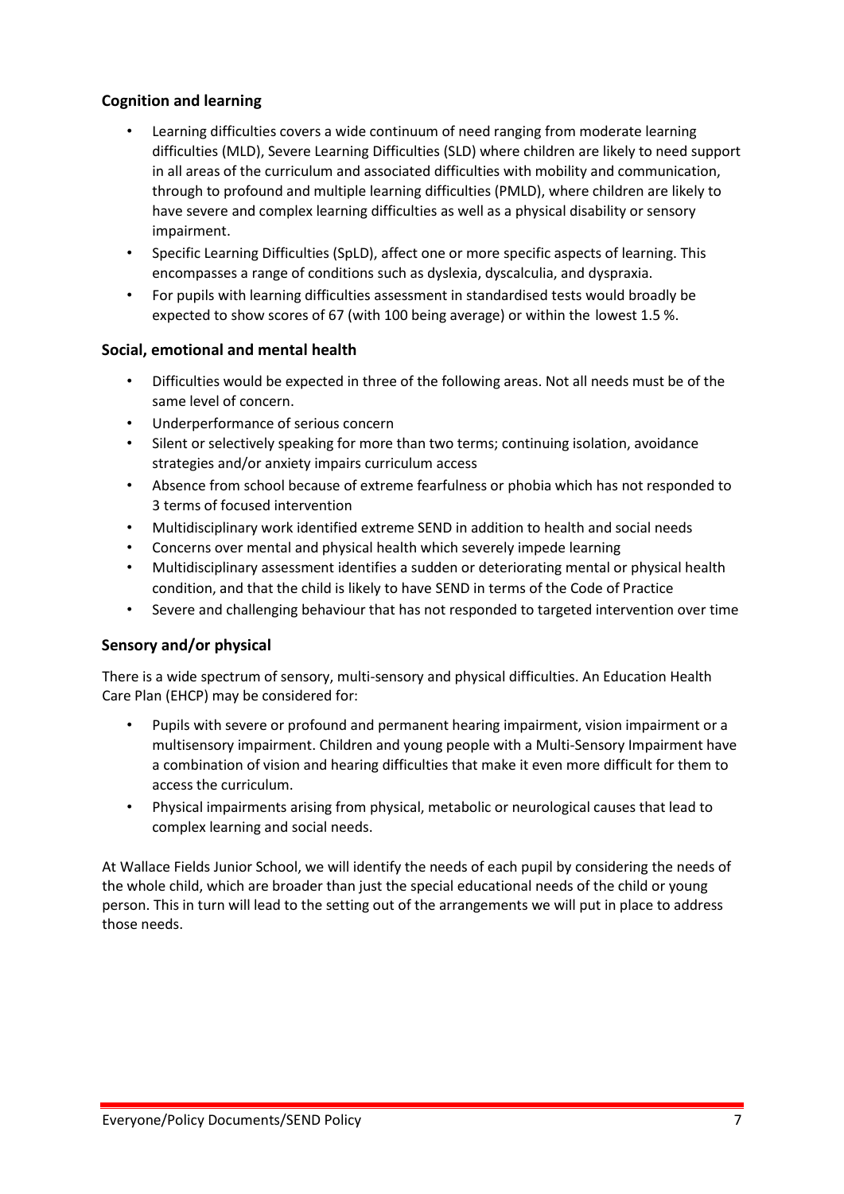### Cognition and learning

- Learning difficulties covers a wide continuum of need ranging from moderate learning difficulties (MLD), Severe Learning Difficulties (SLD) where children are likely to need support in all areas of the curriculum and associated difficulties with mobility and communication, through to profound and multiple learning difficulties (PMLD), where children are likely to have severe and complex learning difficulties as well as a physical disability or sensory impairment.
- Specific Learning Difficulties (SpLD), affect one or more specific aspects of learning. This encompasses a range of conditions such as dyslexia, dyscalculia, and dyspraxia.
- For pupils with learning difficulties assessment in standardised tests would broadly be expected to show scores of 67 (with 100 being average) or within the lowest 1.5 %.

### Social, emotional and mental health

- Difficulties would be expected in three of the following areas. Not all needs must be of the same level of concern.
- Underperformance of serious concern
- Silent or selectively speaking for more than two terms; continuing isolation, avoidance strategies and/or anxiety impairs curriculum access
- Absence from school because of extreme fearfulness or phobia which has not responded to 3 terms of focused intervention
- Multidisciplinary work identified extreme SEND in addition to health and social needs
- Concerns over mental and physical health which severely impede learning
- Multidisciplinary assessment identifies a sudden or deteriorating mental or physical health condition, and that the child is likely to have SEND in terms of the Code of Practice
- Severe and challenging behaviour that has not responded to targeted intervention over time

### Sensory and/or physical

There is a wide spectrum of sensory, multi-sensory and physical difficulties. An Education Health Care Plan (EHCP) may be considered for:

- Pupils with severe or profound and permanent hearing impairment, vision impairment or a multisensory impairment. Children and young people with a Multi-Sensory Impairment have a combination of vision and hearing difficulties that make it even more difficult for them to access the curriculum.
- Physical impairments arising from physical, metabolic or neurological causes that lead to complex learning and social needs.

At Wallace Fields Junior School, we will identify the needs of each pupil by considering the needs of the whole child, which are broader than just the special educational needs of the child or young person. This in turn will lead to the setting out of the arrangements we will put in place to address those needs.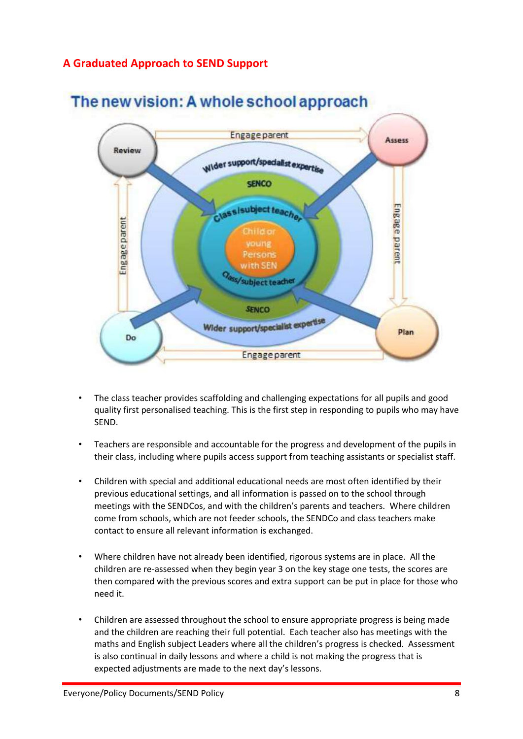## A Graduated Approach to SEND Support

The new vision: A whole school approach

Review — Engage parent — Assess — Engage parent — Plan — Engage parent — Do — Engage parent

Wider support/specialist expertise — SENCO — Class/subject teacher — Child or young Persons with SEN

- The class teacher provides scaffolding and challenging expectations for all pupils and good quality first personalised teaching. This is the first step in responding to pupils who may have SEND.

- Teachers are responsible and accountable for the progress and development of the pupils in their class, including where pupils access support from teaching assistants or specialist staff.

- Children with special and additional educational needs are most often identified by their previous educational settings, and all information is passed on to the school through meetings with the SENDCos, and with the children's parents and teachers. Where children come from schools, which are not feeder schools, the SENDCo and class teachers make contact to ensure all relevant information is exchanged.

- Where children have not already been identified, rigorous systems are in place. All the children are re-assessed when they begin year 3 on the key stage one tests, the scores are then compared with the previous scores and extra support can be put in place for those who need it.

- Children are assessed throughout the school to ensure appropriate progress is being made and the children are reaching their full potential. Each teacher also has meetings with the maths and English subject Leaders where all the children's progress is checked. Assessment is also continual in daily lessons and where a child is not making the progress that is expected adjustments are made to the next day's lessons.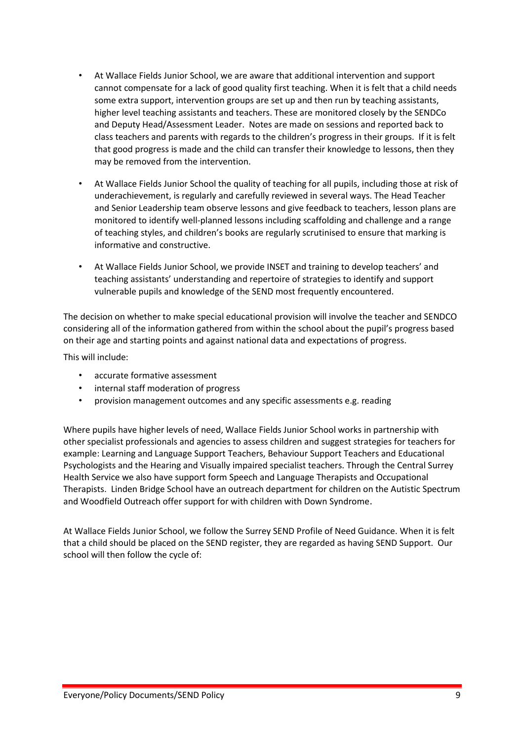- At Wallace Fields Junior School, we are aware that additional intervention and support cannot compensate for a lack of good quality first teaching. When it is felt that a child needs some extra support, intervention groups are set up and then run by teaching assistants, higher level teaching assistants and teachers. These are monitored closely by the SENDCo and Deputy Head/Assessment Leader. Notes are made on sessions and reported back to class teachers and parents with regards to the children's progress in their groups. If it is felt that good progress is made and the child can transfer their knowledge to lessons, then they may be removed from the intervention.

- At Wallace Fields Junior School the quality of teaching for all pupils, including those at risk of underachievement, is regularly and carefully reviewed in several ways. The Head Teacher and Senior Leadership team observe lessons and give feedback to teachers, lesson plans are monitored to identify well-planned lessons including scaffolding and challenge and a range of teaching styles, and children's books are regularly scrutinised to ensure that marking is informative and constructive.

- At Wallace Fields Junior School, we provide INSET and training to develop teachers' and teaching assistants' understanding and repertoire of strategies to identify and support vulnerable pupils and knowledge of the SEND most frequently encountered.

The decision on whether to make special educational provision will involve the teacher and SENDCO considering all of the information gathered from within the school about the pupil's progress based on their age and starting points and against national data and expectations of progress.

This will include:

- accurate formative assessment
- internal staff moderation of progress
- provision management outcomes and any specific assessments e.g. reading

Where pupils have higher levels of need, Wallace Fields Junior School works in partnership with other specialist professionals and agencies to assess children and suggest strategies for teachers for example: Learning and Language Support Teachers, Behaviour Support Teachers and Educational Psychologists and the Hearing and Visually impaired specialist teachers. Through the Central Surrey Health Service we also have support form Speech and Language Therapists and Occupational Therapists. Linden Bridge School have an outreach department for children on the Autistic Spectrum and Woodfield Outreach offer support for with children with Down Syndrome.

At Wallace Fields Junior School, we follow the Surrey SEND Profile of Need Guidance. When it is felt that a child should be placed on the SEND register, they are regarded as having SEND Support. Our school will then follow the cycle of: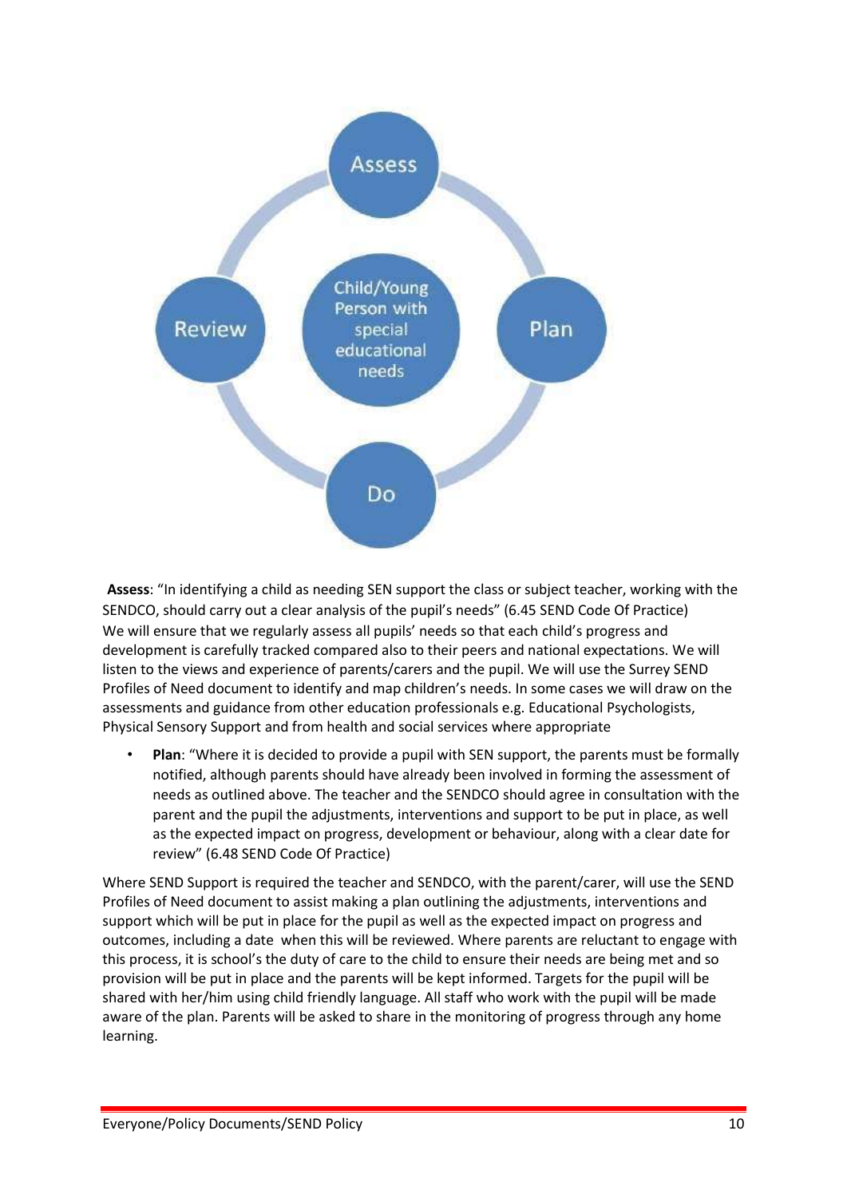Assess

Child/Young Person with special educational needs

Plan

Do

Review

**Assess**: "In identifying a child as needing SEN support the class or subject teacher, working with the SENDCO, should carry out a clear analysis of the pupil's needs" (6.45 SEND Code Of Practice) We will ensure that we regularly assess all pupils' needs so that each child's progress and development is carefully tracked compared also to their peers and national expectations. We will listen to the views and experience of parents/carers and the pupil. We will use the Surrey SEND Profiles of Need document to identify and map children's needs. In some cases we will draw on the assessments and guidance from other education professionals e.g. Educational Psychologists, Physical Sensory Support and from health and social services where appropriate

- **Plan**: "Where it is decided to provide a pupil with SEN support, the parents must be formally notified, although parents should have already been involved in forming the assessment of needs as outlined above. The teacher and the SENDCO should agree in consultation with the parent and the pupil the adjustments, interventions and support to be put in place, as well as the expected impact on progress, development or behaviour, along with a clear date for review" (6.48 SEND Code Of Practice)

Where SEND Support is required the teacher and SENDCO, with the parent/carer, will use the SEND Profiles of Need document to assist making a plan outlining the adjustments, interventions and support which will be put in place for the pupil as well as the expected impact on progress and outcomes, including a date when this will be reviewed. Where parents are reluctant to engage with this process, it is school's the duty of care to the child to ensure their needs are being met and so provision will be put in place and the parents will be kept informed. Targets for the pupil will be shared with her/him using child friendly language. All staff who work with the pupil will be made aware of the plan. Parents will be asked to share in the monitoring of progress through any home learning.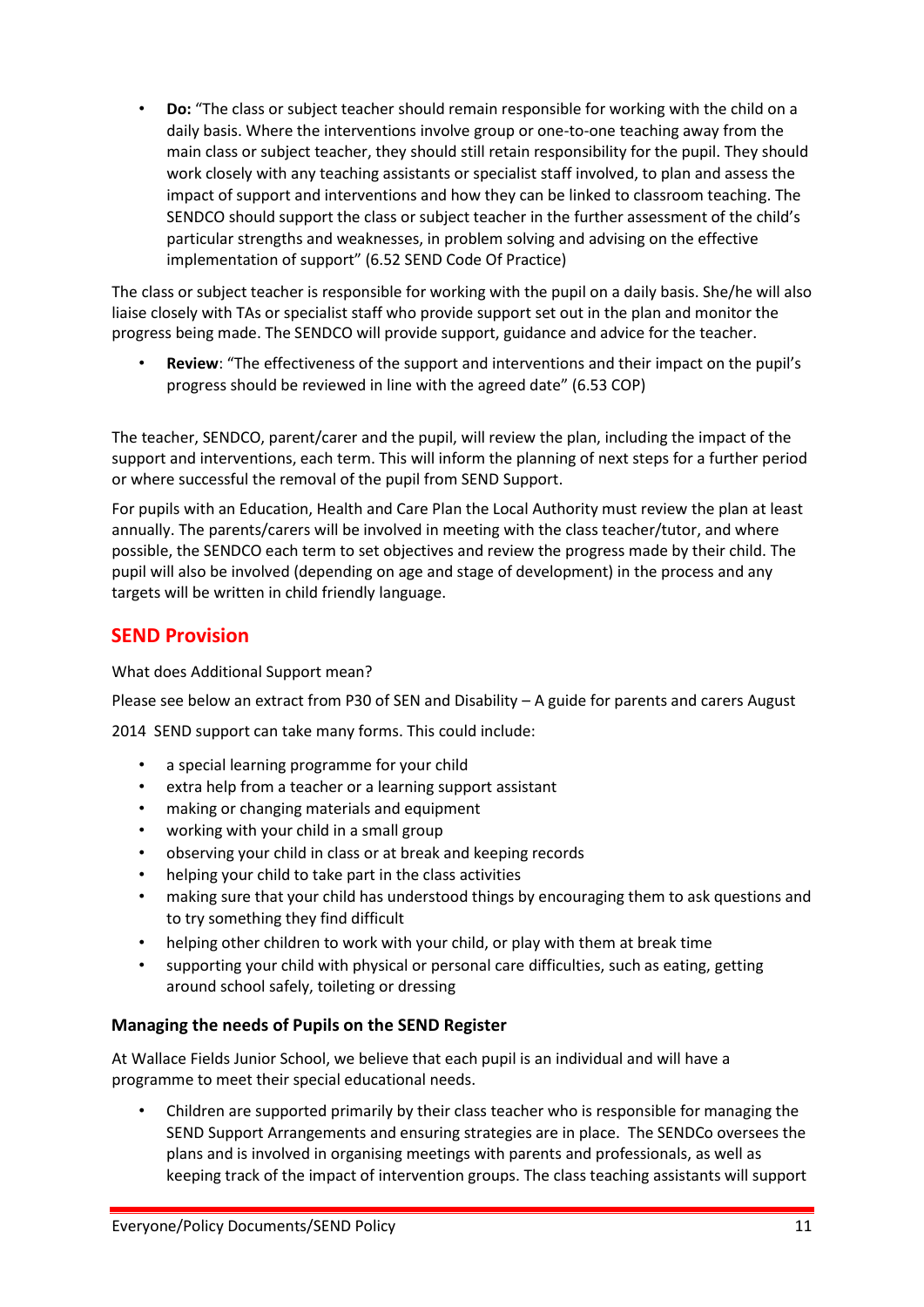- **Do:** "The class or subject teacher should remain responsible for working with the child on a daily basis. Where the interventions involve group or one-to-one teaching away from the main class or subject teacher, they should still retain responsibility for the pupil. They should work closely with any teaching assistants or specialist staff involved, to plan and assess the impact of support and interventions and how they can be linked to classroom teaching. The SENDCO should support the class or subject teacher in the further assessment of the child's particular strengths and weaknesses, in problem solving and advising on the effective implementation of support" (6.52 SEND Code Of Practice)

The class or subject teacher is responsible for working with the pupil on a daily basis. She/he will also liaise closely with TAs or specialist staff who provide support set out in the plan and monitor the progress being made. The SENDCO will provide support, guidance and advice for the teacher.

- **Review**: "The effectiveness of the support and interventions and their impact on the pupil's progress should be reviewed in line with the agreed date" (6.53 COP)

The teacher, SENDCO, parent/carer and the pupil, will review the plan, including the impact of the support and interventions, each term. This will inform the planning of next steps for a further period or where successful the removal of the pupil from SEND Support.

For pupils with an Education, Health and Care Plan the Local Authority must review the plan at least annually. The parents/carers will be involved in meeting with the class teacher/tutor, and where possible, the SENDCO each term to set objectives and review the progress made by their child. The pupil will also be involved (depending on age and stage of development) in the process and any targets will be written in child friendly language.

## SEND Provision

What does Additional Support mean?

Please see below an extract from P30 of SEN and Disability – A guide for parents and carers August

2014 SEND support can take many forms. This could include:

- a special learning programme for your child
- extra help from a teacher or a learning support assistant
- making or changing materials and equipment
- working with your child in a small group
- observing your child in class or at break and keeping records
- helping your child to take part in the class activities
- making sure that your child has understood things by encouraging them to ask questions and to try something they find difficult
- helping other children to work with your child, or play with them at break time
- supporting your child with physical or personal care difficulties, such as eating, getting around school safely, toileting or dressing

### Managing the needs of Pupils on the SEND Register

At Wallace Fields Junior School, we believe that each pupil is an individual and will have a programme to meet their special educational needs.

- Children are supported primarily by their class teacher who is responsible for managing the SEND Support Arrangements and ensuring strategies are in place. The SENDCo oversees the plans and is involved in organising meetings with parents and professionals, as well as keeping track of the impact of intervention groups. The class teaching assistants will support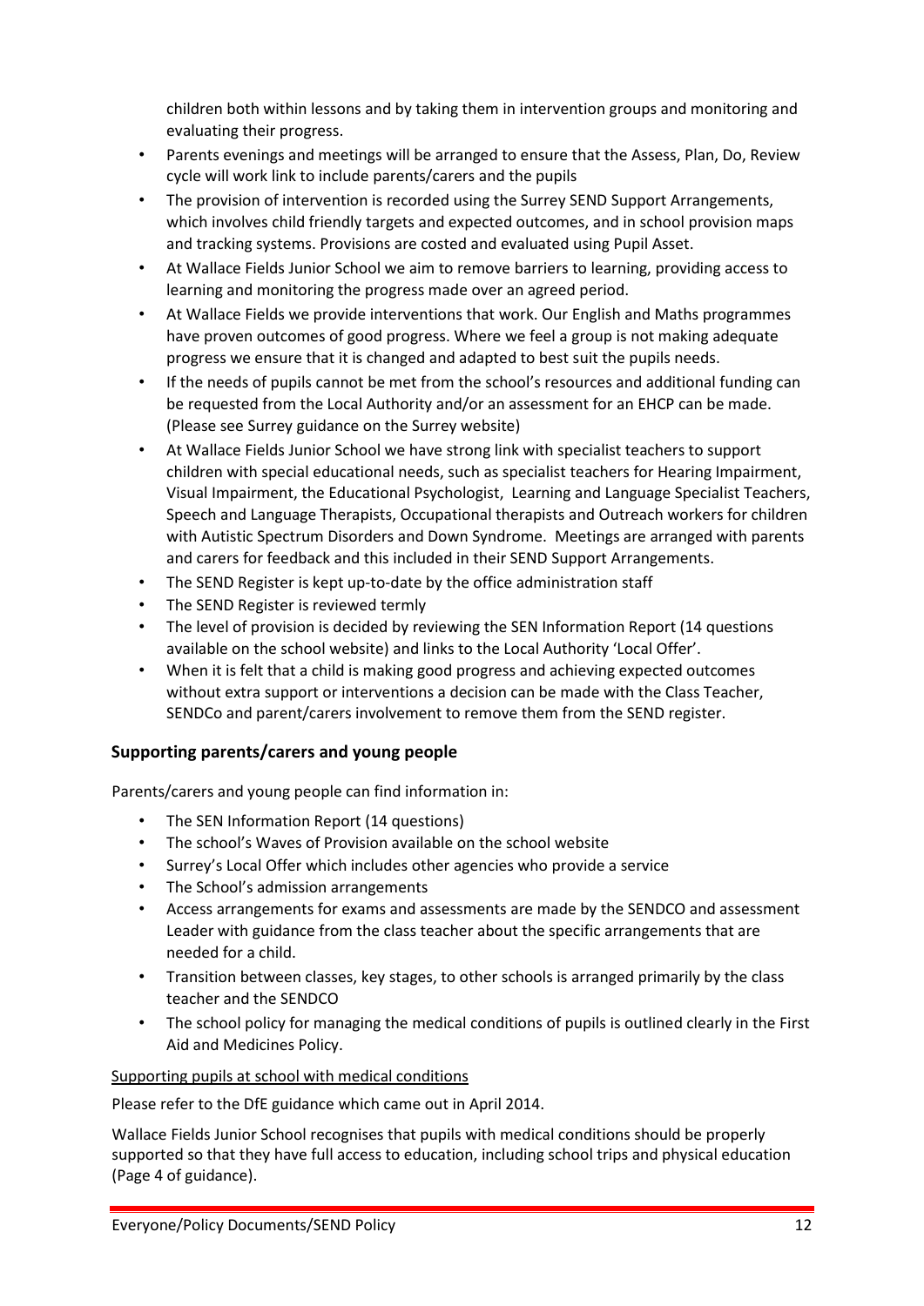children both within lessons and by taking them in intervention groups and monitoring and evaluating their progress.

- Parents evenings and meetings will be arranged to ensure that the Assess, Plan, Do, Review cycle will work link to include parents/carers and the pupils
- The provision of intervention is recorded using the Surrey SEND Support Arrangements, which involves child friendly targets and expected outcomes, and in school provision maps and tracking systems. Provisions are costed and evaluated using Pupil Asset.
- At Wallace Fields Junior School we aim to remove barriers to learning, providing access to learning and monitoring the progress made over an agreed period.
- At Wallace Fields we provide interventions that work. Our English and Maths programmes have proven outcomes of good progress. Where we feel a group is not making adequate progress we ensure that it is changed and adapted to best suit the pupils needs.
- If the needs of pupils cannot be met from the school's resources and additional funding can be requested from the Local Authority and/or an assessment for an EHCP can be made. (Please see Surrey guidance on the Surrey website)
- At Wallace Fields Junior School we have strong link with specialist teachers to support children with special educational needs, such as specialist teachers for Hearing Impairment, Visual Impairment, the Educational Psychologist, Learning and Language Specialist Teachers, Speech and Language Therapists, Occupational therapists and Outreach workers for children with Autistic Spectrum Disorders and Down Syndrome. Meetings are arranged with parents and carers for feedback and this included in their SEND Support Arrangements.
- The SEND Register is kept up-to-date by the office administration staff
- The SEND Register is reviewed termly
- The level of provision is decided by reviewing the SEN Information Report (14 questions available on the school website) and links to the Local Authority 'Local Offer'.
- When it is felt that a child is making good progress and achieving expected outcomes without extra support or interventions a decision can be made with the Class Teacher, SENDCo and parent/carers involvement to remove them from the SEND register.

## Supporting parents/carers and young people

Parents/carers and young people can find information in:

- The SEN Information Report (14 questions)
- The school's Waves of Provision available on the school website
- Surrey's Local Offer which includes other agencies who provide a service
- The School's admission arrangements
- Access arrangements for exams and assessments are made by the SENDCO and assessment Leader with guidance from the class teacher about the specific arrangements that are needed for a child.
- Transition between classes, key stages, to other schools is arranged primarily by the class teacher and the SENDCO
- The school policy for managing the medical conditions of pupils is outlined clearly in the First Aid and Medicines Policy.

<u>Supporting pupils at school with medical conditions</u>

Please refer to the DfE guidance which came out in April 2014.

Wallace Fields Junior School recognises that pupils with medical conditions should be properly supported so that they have full access to education, including school trips and physical education (Page 4 of guidance).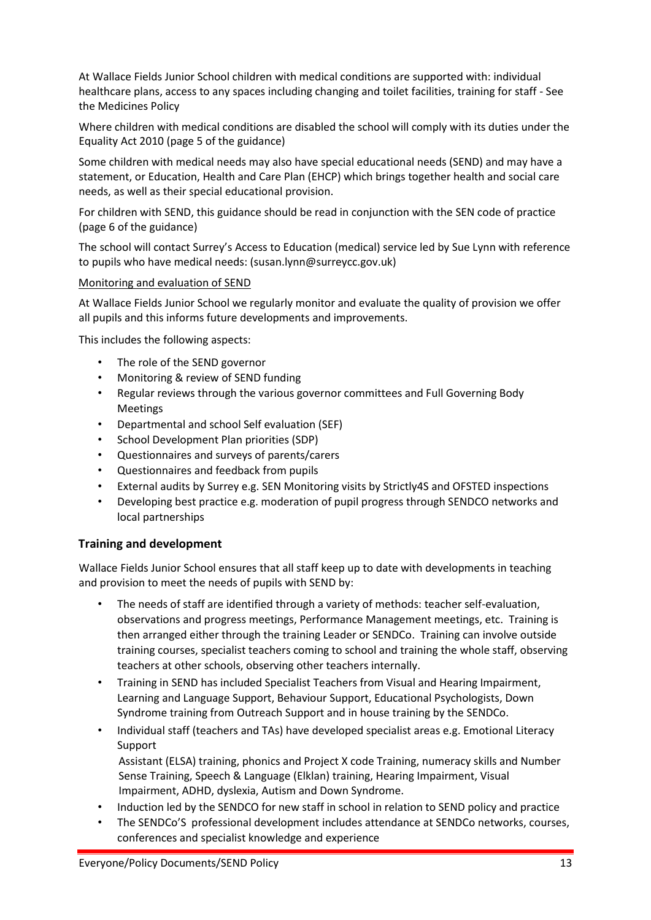At Wallace Fields Junior School children with medical conditions are supported with: individual healthcare plans, access to any spaces including changing and toilet facilities, training for staff - See the Medicines Policy

Where children with medical conditions are disabled the school will comply with its duties under the Equality Act 2010 (page 5 of the guidance)

Some children with medical needs may also have special educational needs (SEND) and may have a statement, or Education, Health and Care Plan (EHCP) which brings together health and social care needs, as well as their special educational provision.

For children with SEND, this guidance should be read in conjunction with the SEN code of practice (page 6 of the guidance)

The school will contact Surrey's Access to Education (medical) service led by Sue Lynn with reference to pupils who have medical needs: (susan.lynn@surreycc.gov.uk)

<u>Monitoring and evaluation of SEND</u>

At Wallace Fields Junior School we regularly monitor and evaluate the quality of provision we offer all pupils and this informs future developments and improvements.

This includes the following aspects:

- The role of the SEND governor
- Monitoring & review of SEND funding
- Regular reviews through the various governor committees and Full Governing Body Meetings
- Departmental and school Self evaluation (SEF)
- School Development Plan priorities (SDP)
- Questionnaires and surveys of parents/carers
- Questionnaires and feedback from pupils
- External audits by Surrey e.g. SEN Monitoring visits by Strictly4S and OFSTED inspections
- Developing best practice e.g. moderation of pupil progress through SENDCO networks and local partnerships

## Training and development

Wallace Fields Junior School ensures that all staff keep up to date with developments in teaching and provision to meet the needs of pupils with SEND by:

- The needs of staff are identified through a variety of methods: teacher self-evaluation, observations and progress meetings, Performance Management meetings, etc. Training is then arranged either through the training Leader or SENDCo. Training can involve outside training courses, specialist teachers coming to school and training the whole staff, observing teachers at other schools, observing other teachers internally.
- Training in SEND has included Specialist Teachers from Visual and Hearing Impairment, Learning and Language Support, Behaviour Support, Educational Psychologists, Down Syndrome training from Outreach Support and in house training by the SENDCo.
- Individual staff (teachers and TAs) have developed specialist areas e.g. Emotional Literacy Support
  Assistant (ELSA) training, phonics and Project X code Training, numeracy skills and Number Sense Training, Speech & Language (Elklan) training, Hearing Impairment, Visual Impairment, ADHD, dyslexia, Autism and Down Syndrome.
- Induction led by the SENDCO for new staff in school in relation to SEND policy and practice
- The SENDCo'S professional development includes attendance at SENDCo networks, courses, conferences and specialist knowledge and experience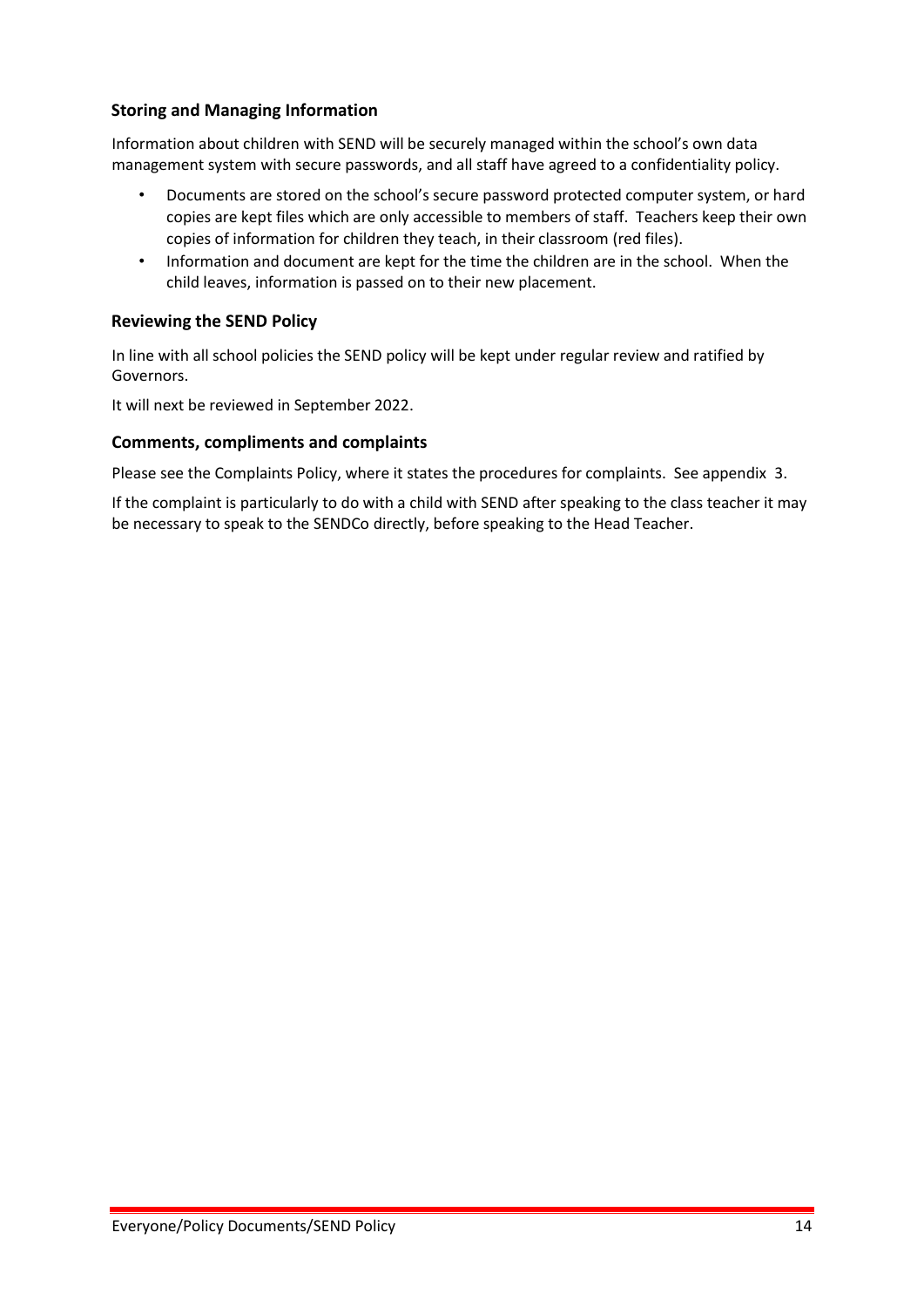### Storing and Managing Information

Information about children with SEND will be securely managed within the school's own data management system with secure passwords, and all staff have agreed to a confidentiality policy.

- Documents are stored on the school's secure password protected computer system, or hard copies are kept files which are only accessible to members of staff. Teachers keep their own copies of information for children they teach, in their classroom (red files).
- Information and document are kept for the time the children are in the school. When the child leaves, information is passed on to their new placement.

### Reviewing the SEND Policy

In line with all school policies the SEND policy will be kept under regular review and ratified by Governors.

It will next be reviewed in September 2022.

### Comments, compliments and complaints

Please see the Complaints Policy, where it states the procedures for complaints. See appendix 3.

If the complaint is particularly to do with a child with SEND after speaking to the class teacher it may be necessary to speak to the SENDCo directly, before speaking to the Head Teacher.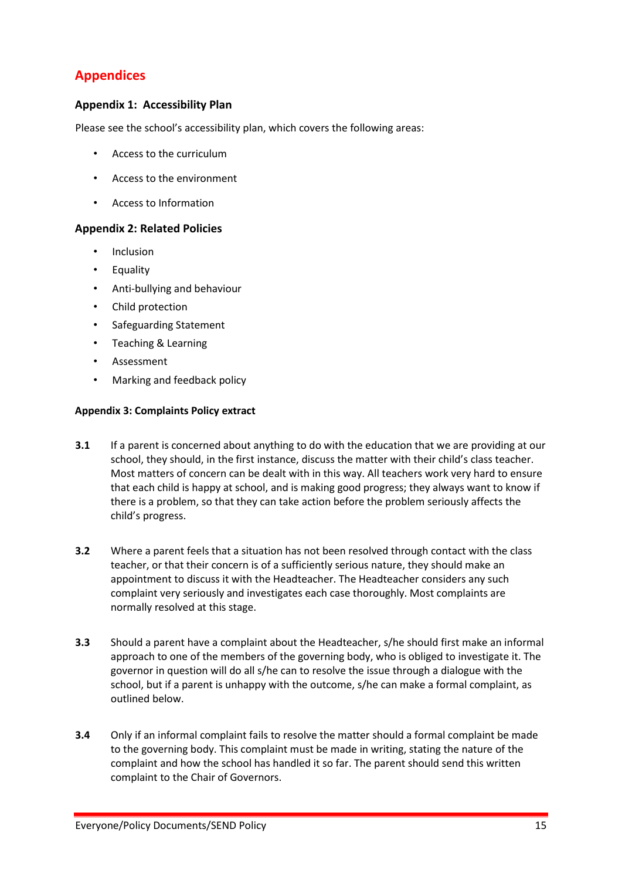## Appendices

### Appendix 1: Accessibility Plan

Please see the school's accessibility plan, which covers the following areas:

- Access to the curriculum
- Access to the environment
- Access to Information

### Appendix 2: Related Policies

- Inclusion
- Equality
- Anti-bullying and behaviour
- Child protection
- Safeguarding Statement
- Teaching & Learning
- Assessment
- Marking and feedback policy

#### Appendix 3: Complaints Policy extract

**3.1** If a parent is concerned about anything to do with the education that we are providing at our school, they should, in the first instance, discuss the matter with their child's class teacher. Most matters of concern can be dealt with in this way. All teachers work very hard to ensure that each child is happy at school, and is making good progress; they always want to know if there is a problem, so that they can take action before the problem seriously affects the child's progress.

**3.2** Where a parent feels that a situation has not been resolved through contact with the class teacher, or that their concern is of a sufficiently serious nature, they should make an appointment to discuss it with the Headteacher. The Headteacher considers any such complaint very seriously and investigates each case thoroughly. Most complaints are normally resolved at this stage.

**3.3** Should a parent have a complaint about the Headteacher, s/he should first make an informal approach to one of the members of the governing body, who is obliged to investigate it. The governor in question will do all s/he can to resolve the issue through a dialogue with the school, but if a parent is unhappy with the outcome, s/he can make a formal complaint, as outlined below.

**3.4** Only if an informal complaint fails to resolve the matter should a formal complaint be made to the governing body. This complaint must be made in writing, stating the nature of the complaint and how the school has handled it so far. The parent should send this written complaint to the Chair of Governors.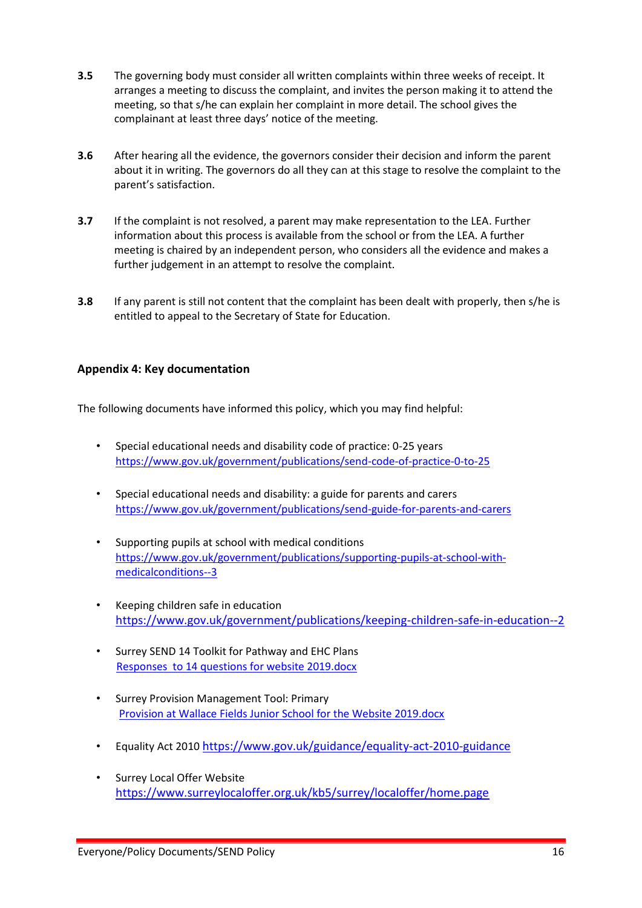**3.5** The governing body must consider all written complaints within three weeks of receipt. It arranges a meeting to discuss the complaint, and invites the person making it to attend the meeting, so that s/he can explain her complaint in more detail. The school gives the complainant at least three days' notice of the meeting.

**3.6** After hearing all the evidence, the governors consider their decision and inform the parent about it in writing. The governors do all they can at this stage to resolve the complaint to the parent's satisfaction.

**3.7** If the complaint is not resolved, a parent may make representation to the LEA. Further information about this process is available from the school or from the LEA. A further meeting is chaired by an independent person, who considers all the evidence and makes a further judgement in an attempt to resolve the complaint.

**3.8** If any parent is still not content that the complaint has been dealt with properly, then s/he is entitled to appeal to the Secretary of State for Education.

## Appendix 4: Key documentation

The following documents have informed this policy, which you may find helpful:

- Special educational needs and disability code of practice: 0-25 years
  https://www.gov.uk/government/publications/send-code-of-practice-0-to-25
- Special educational needs and disability: a guide for parents and carers
  https://www.gov.uk/government/publications/send-guide-for-parents-and-carers
- Supporting pupils at school with medical conditions
  https://www.gov.uk/government/publications/supporting-pupils-at-school-with-medicalconditions--3
- Keeping children safe in education
  https://www.gov.uk/government/publications/keeping-children-safe-in-education--2
- Surrey SEND 14 Toolkit for Pathway and EHC Plans
  Responses to 14 questions for website 2019.docx
- Surrey Provision Management Tool: Primary
  Provision at Wallace Fields Junior School for the Website 2019.docx
- Equality Act 2010 https://www.gov.uk/guidance/equality-act-2010-guidance
- Surrey Local Offer Website
  https://www.surreylocaloffer.org.uk/kb5/surrey/localoffer/home.page